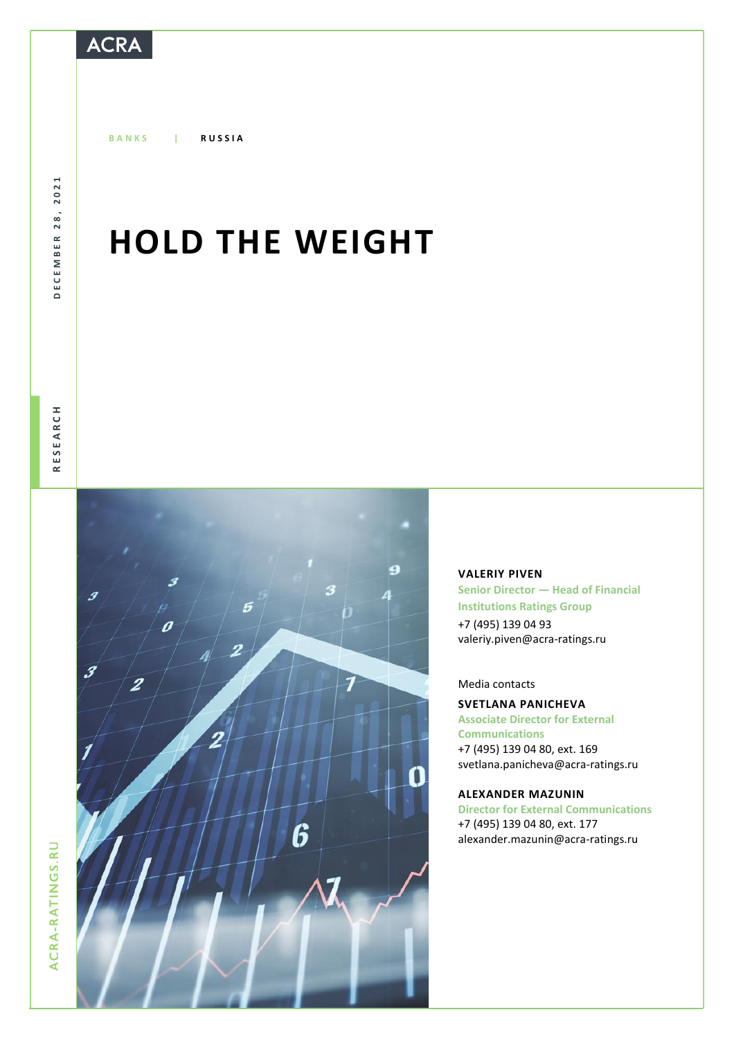ACRA

BANKS | RUSSIA

DECEMBER 28, 2021

RESEARCH

# HOLD THE WEIGHT

**VALERIY PIVEN**
Senior Director — Head of Financial Institutions Ratings Group
+7 (495) 139 04 93
valeriy.piven@acra-ratings.ru

Media contacts

**SVETLANA PANICHEVA**
Associate Director for External Communications
+7 (495) 139 04 80, ext. 169
svetlana.panicheva@acra-ratings.ru

**ALEXANDER MAZUNIN**
Director for External Communications
+7 (495) 139 04 80, ext. 177
alexander.mazunin@acra-ratings.ru

ACRA-RATINGS.RU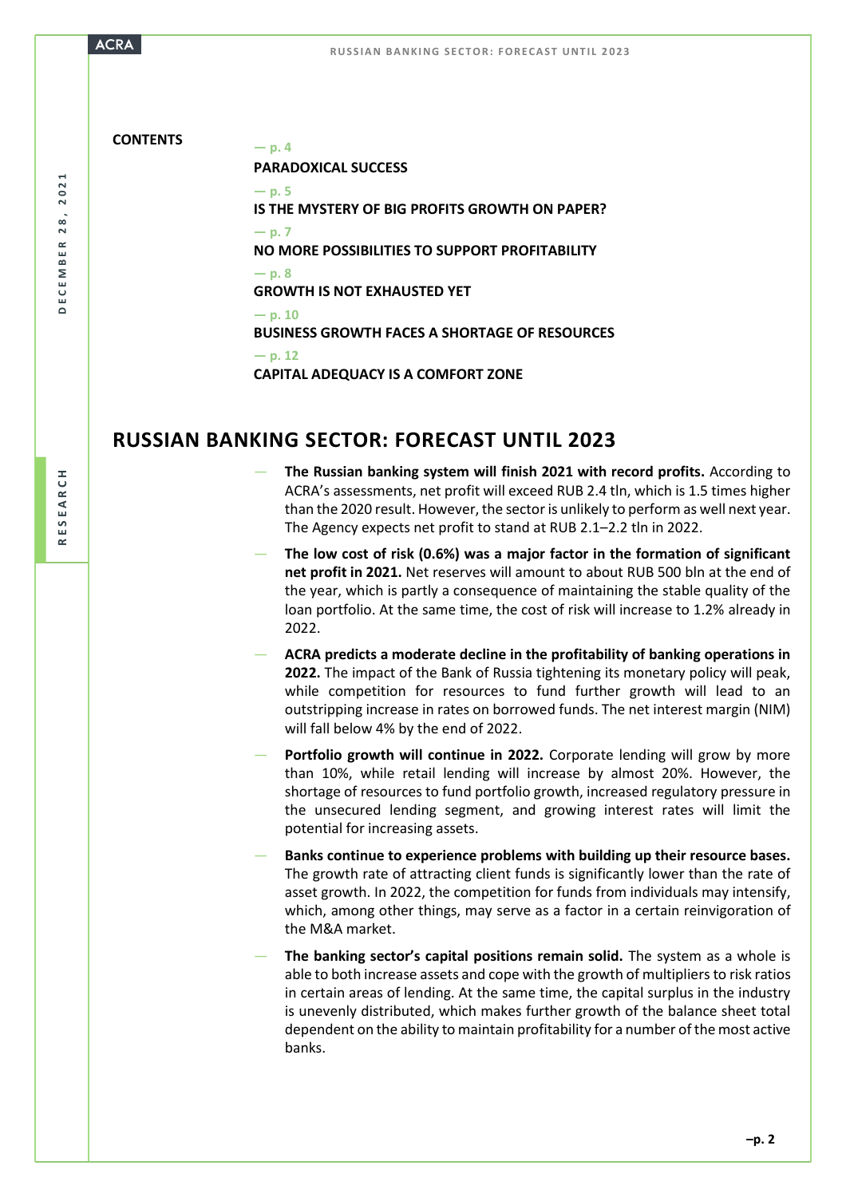**CONTENTS**

— p. 4
**PARADOXICAL SUCCESS**

— p. 5
**IS THE MYSTERY OF BIG PROFITS GROWTH ON PAPER?**

— p. 7
**NO MORE POSSIBILITIES TO SUPPORT PROFITABILITY**

— p. 8
**GROWTH IS NOT EXHAUSTED YET**

— p. 10
**BUSINESS GROWTH FACES A SHORTAGE OF RESOURCES**

— p. 12
**CAPITAL ADEQUACY IS A COMFORT ZONE**

# RUSSIAN BANKING SECTOR: FORECAST UNTIL 2023

- **The Russian banking system will finish 2021 with record profits.** According to ACRA's assessments, net profit will exceed RUB 2.4 tln, which is 1.5 times higher than the 2020 result. However, the sector is unlikely to perform as well next year. The Agency expects net profit to stand at RUB 2.1–2.2 tln in 2022.
- **The low cost of risk (0.6%) was a major factor in the formation of significant net profit in 2021.** Net reserves will amount to about RUB 500 bln at the end of the year, which is partly a consequence of maintaining the stable quality of the loan portfolio. At the same time, the cost of risk will increase to 1.2% already in 2022.
- **ACRA predicts a moderate decline in the profitability of banking operations in 2022.** The impact of the Bank of Russia tightening its monetary policy will peak, while competition for resources to fund further growth will lead to an outstripping increase in rates on borrowed funds. The net interest margin (NIM) will fall below 4% by the end of 2022.
- **Portfolio growth will continue in 2022.** Corporate lending will grow by more than 10%, while retail lending will increase by almost 20%. However, the shortage of resources to fund portfolio growth, increased regulatory pressure in the unsecured lending segment, and growing interest rates will limit the potential for increasing assets.
- **Banks continue to experience problems with building up their resource bases.** The growth rate of attracting client funds is significantly lower than the rate of asset growth. In 2022, the competition for funds from individuals may intensify, which, among other things, may serve as a factor in a certain reinvigoration of the M&A market.
- **The banking sector's capital positions remain solid.** The system as a whole is able to both increase assets and cope with the growth of multipliers to risk ratios in certain areas of lending. At the same time, the capital surplus in the industry is unevenly distributed, which makes further growth of the balance sheet total dependent on the ability to maintain profitability for a number of the most active banks.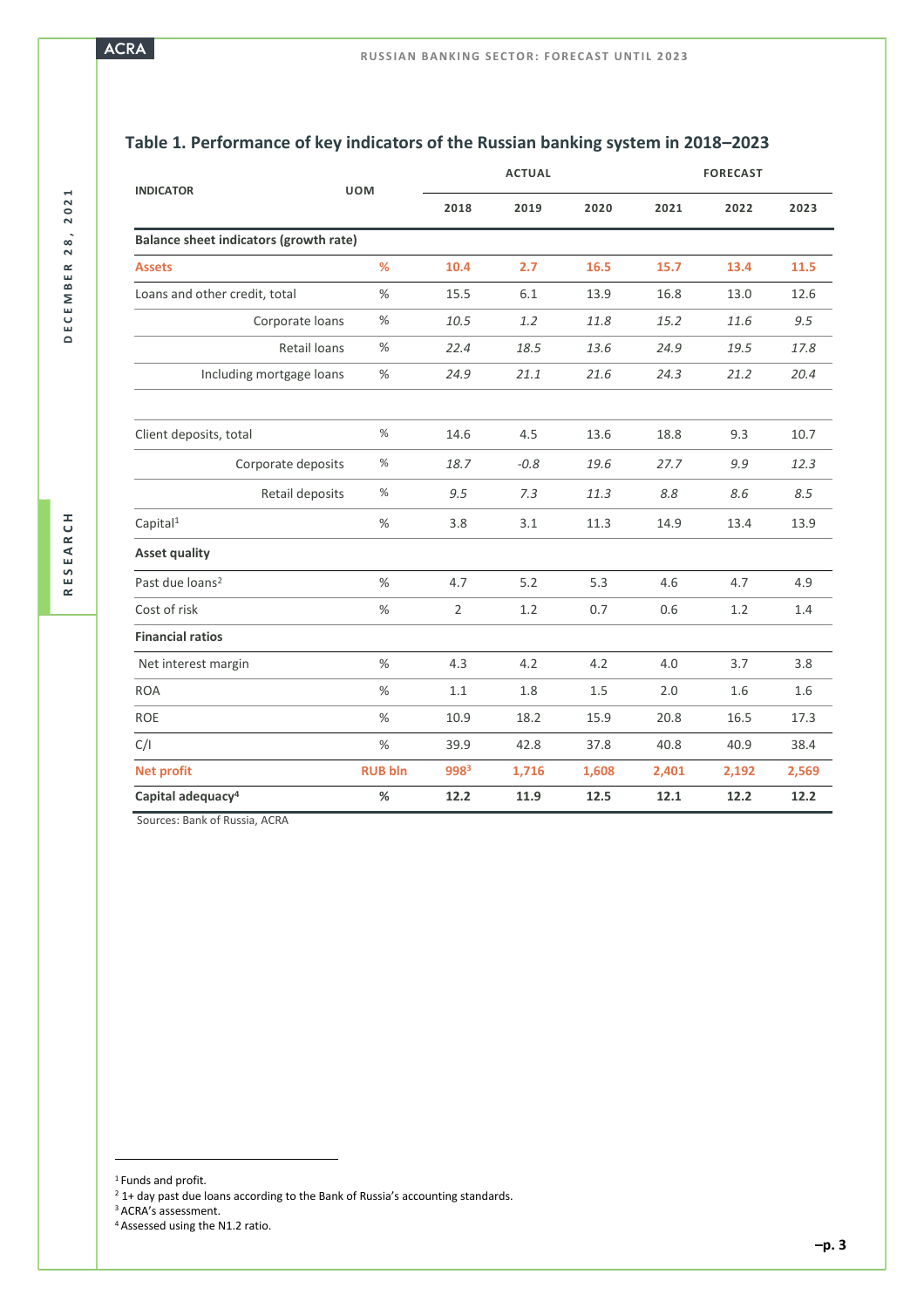### Table 1. Performance of key indicators of the Russian banking system in 2018–2023

| INDICATOR | UOM | ACTUAL | | | FORECAST | | |
|---|---|---|---|---|---|---|---|
| | | 2018 | 2019 | 2020 | 2021 | 2022 | 2023 |
| **Balance sheet indicators (growth rate)** | | | | | | | |
| **Assets** | **%** | **10.4** | **2.7** | **16.5** | **15.7** | **13.4** | **11.5** |
| Loans and other credit, total | % | 15.5 | 6.1 | 13.9 | 16.8 | 13.0 | 12.6 |
| Corporate loans | % | *10.5* | *1.2* | *11.8* | *15.2* | *11.6* | *9.5* |
| Retail loans | % | *22.4* | *18.5* | *13.6* | *24.9* | *19.5* | *17.8* |
| Including mortgage loans | % | *24.9* | *21.1* | *21.6* | *24.3* | *21.2* | *20.4* |
| | | | | | | | |
| Client deposits, total | % | 14.6 | 4.5 | 13.6 | 18.8 | 9.3 | 10.7 |
| Corporate deposits | % | *18.7* | *-0.8* | *19.6* | *27.7* | *9.9* | *12.3* |
| Retail deposits | % | *9.5* | *7.3* | *11.3* | *8.8* | *8.6* | *8.5* |
| Capital[1] | % | 3.8 | 3.1 | 11.3 | 14.9 | 13.4 | 13.9 |
| **Asset quality** | | | | | | | |
| Past due loans[2] | % | 4.7 | 5.2 | 5.3 | 4.6 | 4.7 | 4.9 |
| Cost of risk | % | 2 | 1.2 | 0.7 | 0.6 | 1.2 | 1.4 |
| **Financial ratios** | | | | | | | |
| Net interest margin | % | 4.3 | 4.2 | 4.2 | 4.0 | 3.7 | 3.8 |
| ROA | % | 1.1 | 1.8 | 1.5 | 2.0 | 1.6 | 1.6 |
| ROE | % | 10.9 | 18.2 | 15.9 | 20.8 | 16.5 | 17.3 |
| C/I | % | 39.9 | 42.8 | 37.8 | 40.8 | 40.9 | 38.4 |
| **Net profit** | **RUB bln** | **998[3]** | **1,716** | **1,608** | **2,401** | **2,192** | **2,569** |
| **Capital adequacy[4]** | **%** | **12.2** | **11.9** | **12.5** | **12.1** | **12.2** | **12.2** |

Sources: Bank of Russia, ACRA

[1] Funds and profit.
[2] 1+ day past due loans according to the Bank of Russia's accounting standards.
[3] ACRA's assessment.
[4] Assessed using the N1.2 ratio.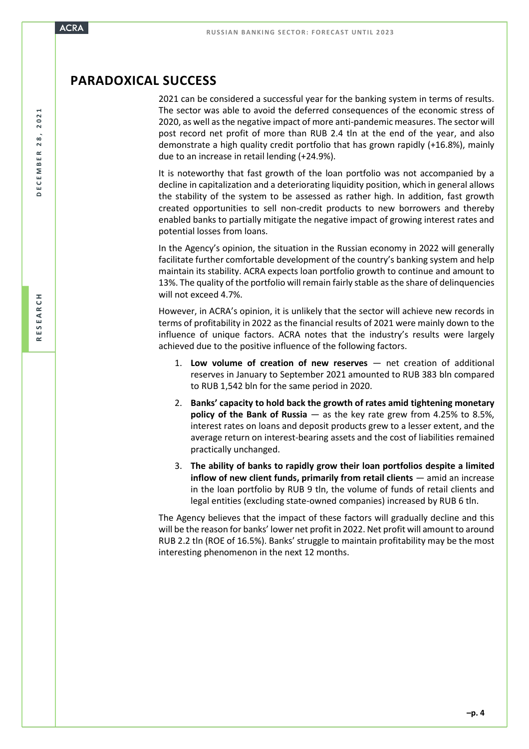## PARADOXICAL SUCCESS

2021 can be considered a successful year for the banking system in terms of results. The sector was able to avoid the deferred consequences of the economic stress of 2020, as well as the negative impact of more anti-pandemic measures. The sector will post record net profit of more than RUB 2.4 tln at the end of the year, and also demonstrate a high quality credit portfolio that has grown rapidly (+16.8%), mainly due to an increase in retail lending (+24.9%).

It is noteworthy that fast growth of the loan portfolio was not accompanied by a decline in capitalization and a deteriorating liquidity position, which in general allows the stability of the system to be assessed as rather high. In addition, fast growth created opportunities to sell non-credit products to new borrowers and thereby enabled banks to partially mitigate the negative impact of growing interest rates and potential losses from loans.

In the Agency's opinion, the situation in the Russian economy in 2022 will generally facilitate further comfortable development of the country's banking system and help maintain its stability. ACRA expects loan portfolio growth to continue and amount to 13%. The quality of the portfolio will remain fairly stable as the share of delinquencies will not exceed 4.7%.

However, in ACRA's opinion, it is unlikely that the sector will achieve new records in terms of profitability in 2022 as the financial results of 2021 were mainly down to the influence of unique factors. ACRA notes that the industry's results were largely achieved due to the positive influence of the following factors.

1. **Low volume of creation of new reserves** — net creation of additional reserves in January to September 2021 amounted to RUB 383 bln compared to RUB 1,542 bln for the same period in 2020.
2. **Banks' capacity to hold back the growth of rates amid tightening monetary policy of the Bank of Russia** — as the key rate grew from 4.25% to 8.5%, interest rates on loans and deposit products grew to a lesser extent, and the average return on interest-bearing assets and the cost of liabilities remained practically unchanged.
3. **The ability of banks to rapidly grow their loan portfolios despite a limited inflow of new client funds, primarily from retail clients** — amid an increase in the loan portfolio by RUB 9 tln, the volume of funds of retail clients and legal entities (excluding state-owned companies) increased by RUB 6 tln.

The Agency believes that the impact of these factors will gradually decline and this will be the reason for banks' lower net profit in 2022. Net profit will amount to around RUB 2.2 tln (ROE of 16.5%). Banks' struggle to maintain profitability may be the most interesting phenomenon in the next 12 months.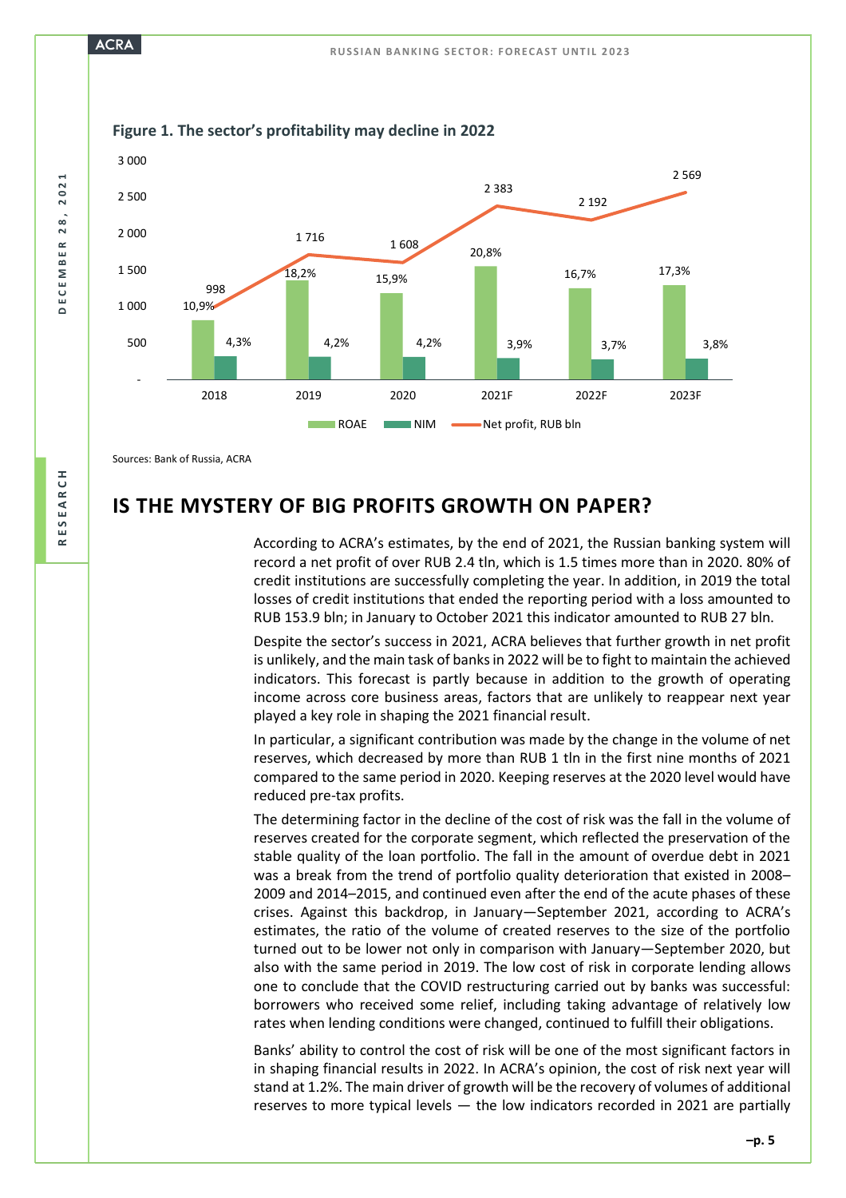**Figure 1. The sector's profitability may decline in 2022**

| | 2018 | 2019 | 2020 | 2021F | 2022F | 2023F |
|---|---|---|---|---|---|---|
| ROAE | 10,9% | 18,2% | 15,9% | 20,8% | 16,7% | 17,3% |
| NIM | 4,3% | 4,2% | 4,2% | 3,9% | 3,7% | 3,8% |
| Net profit, RUB bln | 998 | 1 716 | 1 608 | 2 383 | 2 192 | 2 569 |

Sources: Bank of Russia, ACRA

## IS THE MYSTERY OF BIG PROFITS GROWTH ON PAPER?

According to ACRA's estimates, by the end of 2021, the Russian banking system will record a net profit of over RUB 2.4 tln, which is 1.5 times more than in 2020. 80% of credit institutions are successfully completing the year. In addition, in 2019 the total losses of credit institutions that ended the reporting period with a loss amounted to RUB 153.9 bln; in January to October 2021 this indicator amounted to RUB 27 bln.

Despite the sector's success in 2021, ACRA believes that further growth in net profit is unlikely, and the main task of banks in 2022 will be to fight to maintain the achieved indicators. This forecast is partly because in addition to the growth of operating income across core business areas, factors that are unlikely to reappear next year played a key role in shaping the 2021 financial result.

In particular, a significant contribution was made by the change in the volume of net reserves, which decreased by more than RUB 1 tln in the first nine months of 2021 compared to the same period in 2020. Keeping reserves at the 2020 level would have reduced pre-tax profits.

The determining factor in the decline of the cost of risk was the fall in the volume of reserves created for the corporate segment, which reflected the preservation of the stable quality of the loan portfolio. The fall in the amount of overdue debt in 2021 was a break from the trend of portfolio quality deterioration that existed in 2008–2009 and 2014–2015, and continued even after the end of the acute phases of these crises. Against this backdrop, in January—September 2021, according to ACRA's estimates, the ratio of the volume of created reserves to the size of the portfolio turned out to be lower not only in comparison with January—September 2020, but also with the same period in 2019. The low cost of risk in corporate lending allows one to conclude that the COVID restructuring carried out by banks was successful: borrowers who received some relief, including taking advantage of relatively low rates when lending conditions were changed, continued to fulfill their obligations.

Banks' ability to control the cost of risk will be one of the most significant factors in in shaping financial results in 2022. In ACRA's opinion, the cost of risk next year will stand at 1.2%. The main driver of growth will be the recovery of volumes of additional reserves to more typical levels — the low indicators recorded in 2021 are partially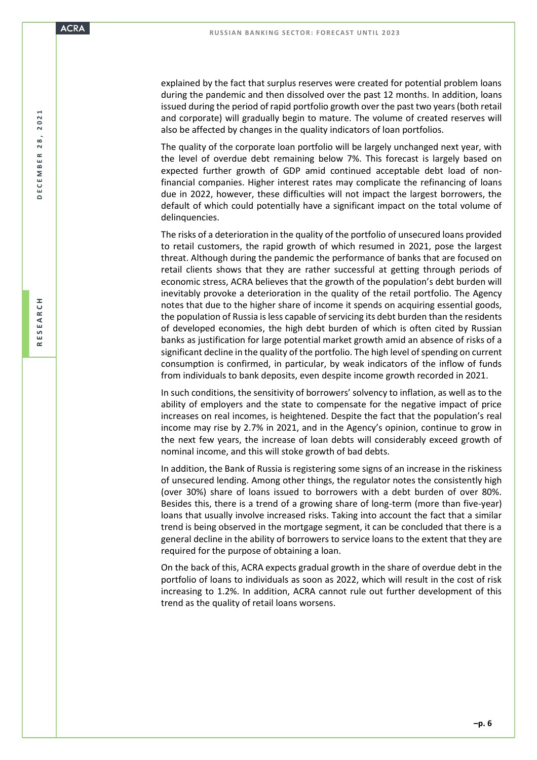explained by the fact that surplus reserves were created for potential problem loans during the pandemic and then dissolved over the past 12 months. In addition, loans issued during the period of rapid portfolio growth over the past two years (both retail and corporate) will gradually begin to mature. The volume of created reserves will also be affected by changes in the quality indicators of loan portfolios.

The quality of the corporate loan portfolio will be largely unchanged next year, with the level of overdue debt remaining below 7%. This forecast is largely based on expected further growth of GDP amid continued acceptable debt load of non-financial companies. Higher interest rates may complicate the refinancing of loans due in 2022, however, these difficulties will not impact the largest borrowers, the default of which could potentially have a significant impact on the total volume of delinquencies.

The risks of a deterioration in the quality of the portfolio of unsecured loans provided to retail customers, the rapid growth of which resumed in 2021, pose the largest threat. Although during the pandemic the performance of banks that are focused on retail clients shows that they are rather successful at getting through periods of economic stress, ACRA believes that the growth of the population's debt burden will inevitably provoke a deterioration in the quality of the retail portfolio. The Agency notes that due to the higher share of income it spends on acquiring essential goods, the population of Russia is less capable of servicing its debt burden than the residents of developed economies, the high debt burden of which is often cited by Russian banks as justification for large potential market growth amid an absence of risks of a significant decline in the quality of the portfolio. The high level of spending on current consumption is confirmed, in particular, by weak indicators of the inflow of funds from individuals to bank deposits, even despite income growth recorded in 2021.

In such conditions, the sensitivity of borrowers' solvency to inflation, as well as to the ability of employers and the state to compensate for the negative impact of price increases on real incomes, is heightened. Despite the fact that the population's real income may rise by 2.7% in 2021, and in the Agency's opinion, continue to grow in the next few years, the increase of loan debts will considerably exceed growth of nominal income, and this will stoke growth of bad debts.

In addition, the Bank of Russia is registering some signs of an increase in the riskiness of unsecured lending. Among other things, the regulator notes the consistently high (over 30%) share of loans issued to borrowers with a debt burden of over 80%. Besides this, there is a trend of a growing share of long-term (more than five-year) loans that usually involve increased risks. Taking into account the fact that a similar trend is being observed in the mortgage segment, it can be concluded that there is a general decline in the ability of borrowers to service loans to the extent that they are required for the purpose of obtaining a loan.

On the back of this, ACRA expects gradual growth in the share of overdue debt in the portfolio of loans to individuals as soon as 2022, which will result in the cost of risk increasing to 1.2%. In addition, ACRA cannot rule out further development of this trend as the quality of retail loans worsens.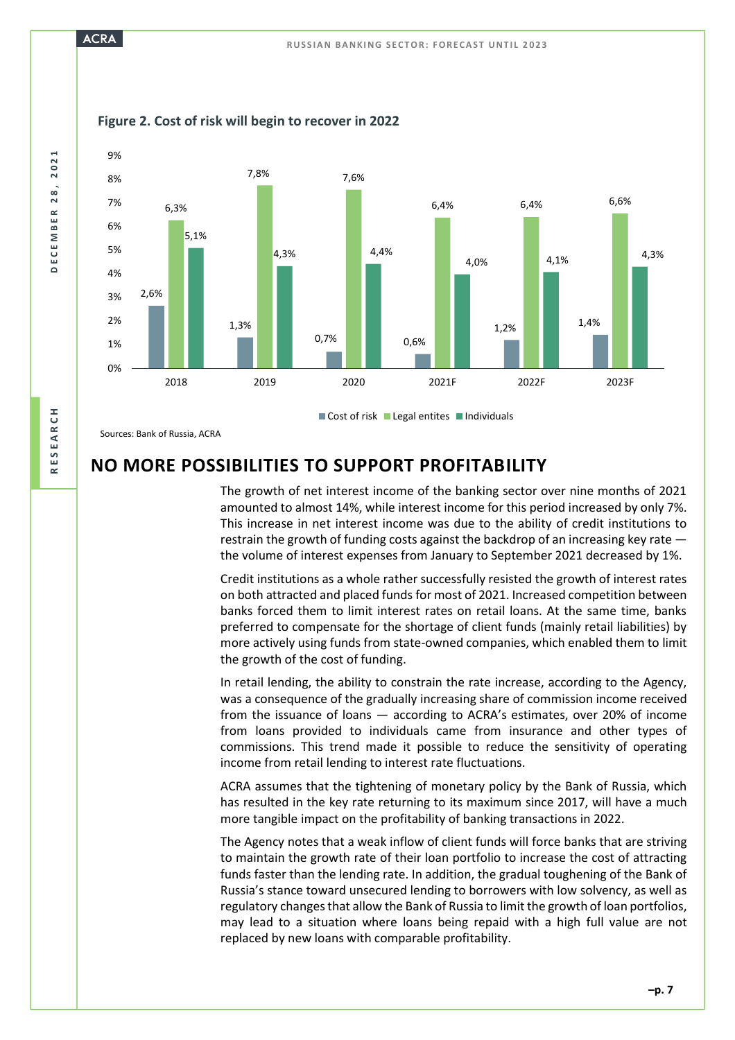**Figure 2. Cost of risk will begin to recover in 2022**

| | 2018 | 2019 | 2020 | 2021F | 2022F | 2023F |
|---|---|---|---|---|---|---|
| Cost of risk | 2,6% | 1,3% | 0,7% | 0,6% | 1,2% | 1,4% |
| Legal entities | 6,3% | 7,8% | 7,6% | 6,4% | 6,4% | 6,6% |
| Individuals | 5,1% | 4,3% | 4,4% | 4,0% | 4,1% | 4,3% |

Sources: Bank of Russia, ACRA

## NO MORE POSSIBILITIES TO SUPPORT PROFITABILITY

The growth of net interest income of the banking sector over nine months of 2021 amounted to almost 14%, while interest income for this period increased by only 7%. This increase in net interest income was due to the ability of credit institutions to restrain the growth of funding costs against the backdrop of an increasing key rate — the volume of interest expenses from January to September 2021 decreased by 1%.

Credit institutions as a whole rather successfully resisted the growth of interest rates on both attracted and placed funds for most of 2021. Increased competition between banks forced them to limit interest rates on retail loans. At the same time, banks preferred to compensate for the shortage of client funds (mainly retail liabilities) by more actively using funds from state-owned companies, which enabled them to limit the growth of the cost of funding.

In retail lending, the ability to constrain the rate increase, according to the Agency, was a consequence of the gradually increasing share of commission income received from the issuance of loans — according to ACRA's estimates, over 20% of income from loans provided to individuals came from insurance and other types of commissions. This trend made it possible to reduce the sensitivity of operating income from retail lending to interest rate fluctuations.

ACRA assumes that the tightening of monetary policy by the Bank of Russia, which has resulted in the key rate returning to its maximum since 2017, will have a much more tangible impact on the profitability of banking transactions in 2022.

The Agency notes that a weak inflow of client funds will force banks that are striving to maintain the growth rate of their loan portfolio to increase the cost of attracting funds faster than the lending rate. In addition, the gradual toughening of the Bank of Russia's stance toward unsecured lending to borrowers with low solvency, as well as regulatory changes that allow the Bank of Russia to limit the growth of loan portfolios, may lead to a situation where loans being repaid with a high full value are not replaced by new loans with comparable profitability.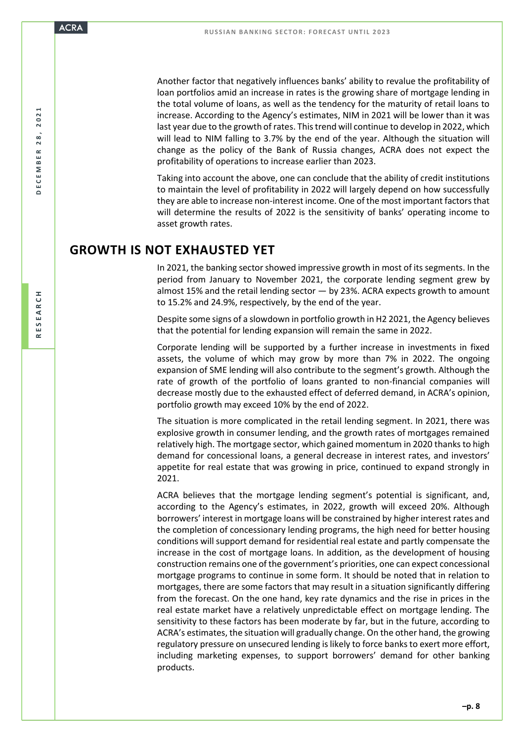Another factor that negatively influences banks' ability to revalue the profitability of loan portfolios amid an increase in rates is the growing share of mortgage lending in the total volume of loans, as well as the tendency for the maturity of retail loans to increase. According to the Agency's estimates, NIM in 2021 will be lower than it was last year due to the growth of rates. This trend will continue to develop in 2022, which will lead to NIM falling to 3.7% by the end of the year. Although the situation will change as the policy of the Bank of Russia changes, ACRA does not expect the profitability of operations to increase earlier than 2023.

Taking into account the above, one can conclude that the ability of credit institutions to maintain the level of profitability in 2022 will largely depend on how successfully they are able to increase non-interest income. One of the most important factors that will determine the results of 2022 is the sensitivity of banks' operating income to asset growth rates.

## GROWTH IS NOT EXHAUSTED YET

In 2021, the banking sector showed impressive growth in most of its segments. In the period from January to November 2021, the corporate lending segment grew by almost 15% and the retail lending sector — by 23%. ACRA expects growth to amount to 15.2% and 24.9%, respectively, by the end of the year.

Despite some signs of a slowdown in portfolio growth in H2 2021, the Agency believes that the potential for lending expansion will remain the same in 2022.

Corporate lending will be supported by a further increase in investments in fixed assets, the volume of which may grow by more than 7% in 2022. The ongoing expansion of SME lending will also contribute to the segment's growth. Although the rate of growth of the portfolio of loans granted to non-financial companies will decrease mostly due to the exhausted effect of deferred demand, in ACRA's opinion, portfolio growth may exceed 10% by the end of 2022.

The situation is more complicated in the retail lending segment. In 2021, there was explosive growth in consumer lending, and the growth rates of mortgages remained relatively high. The mortgage sector, which gained momentum in 2020 thanks to high demand for concessional loans, a general decrease in interest rates, and investors' appetite for real estate that was growing in price, continued to expand strongly in 2021.

ACRA believes that the mortgage lending segment's potential is significant, and, according to the Agency's estimates, in 2022, growth will exceed 20%. Although borrowers' interest in mortgage loans will be constrained by higher interest rates and the completion of concessionary lending programs, the high need for better housing conditions will support demand for residential real estate and partly compensate the increase in the cost of mortgage loans. In addition, as the development of housing construction remains one of the government's priorities, one can expect concessional mortgage programs to continue in some form. It should be noted that in relation to mortgages, there are some factors that may result in a situation significantly differing from the forecast. On the one hand, key rate dynamics and the rise in prices in the real estate market have a relatively unpredictable effect on mortgage lending. The sensitivity to these factors has been moderate by far, but in the future, according to ACRA's estimates, the situation will gradually change. On the other hand, the growing regulatory pressure on unsecured lending is likely to force banks to exert more effort, including marketing expenses, to support borrowers' demand for other banking products.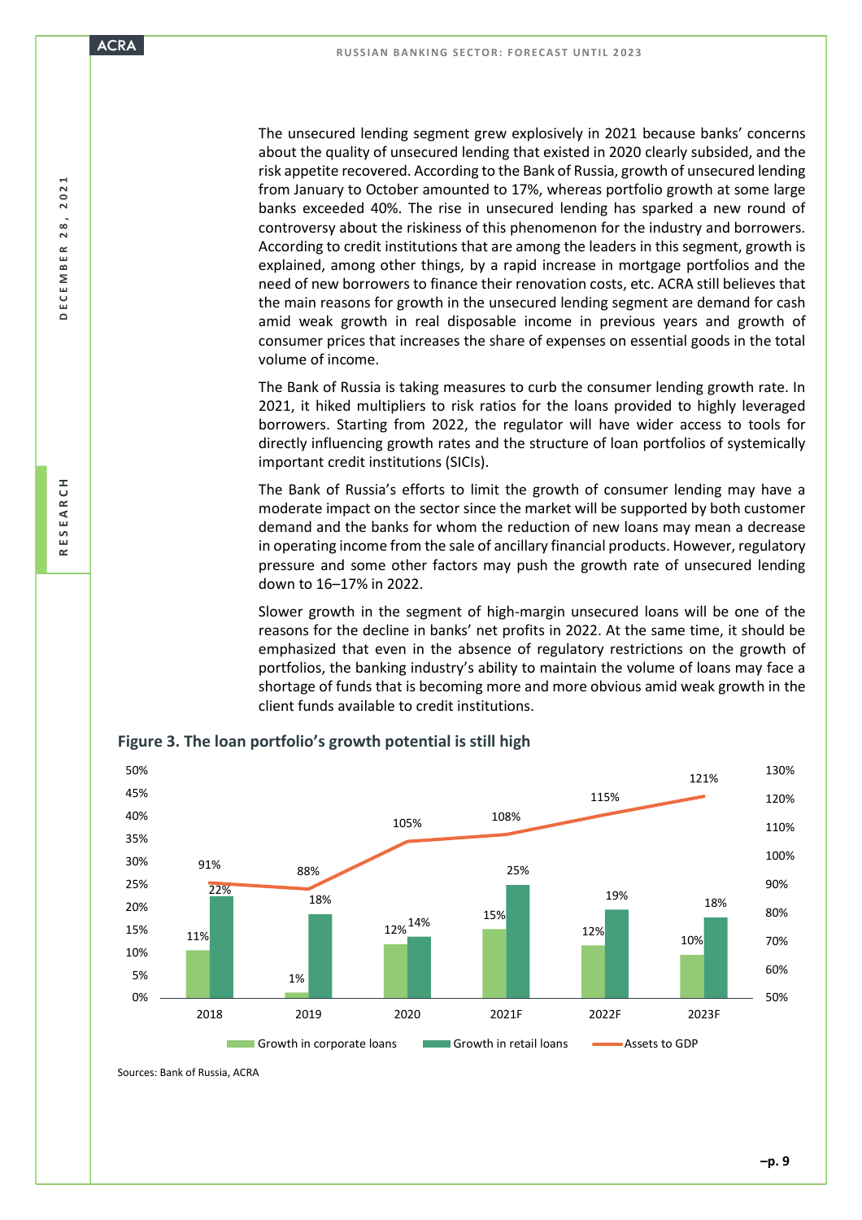The unsecured lending segment grew explosively in 2021 because banks' concerns about the quality of unsecured lending that existed in 2020 clearly subsided, and the risk appetite recovered. According to the Bank of Russia, growth of unsecured lending from January to October amounted to 17%, whereas portfolio growth at some large banks exceeded 40%. The rise in unsecured lending has sparked a new round of controversy about the riskiness of this phenomenon for the industry and borrowers. According to credit institutions that are among the leaders in this segment, growth is explained, among other things, by a rapid increase in mortgage portfolios and the need of new borrowers to finance their renovation costs, etc. ACRA still believes that the main reasons for growth in the unsecured lending segment are demand for cash amid weak growth in real disposable income in previous years and growth of consumer prices that increases the share of expenses on essential goods in the total volume of income.

The Bank of Russia is taking measures to curb the consumer lending growth rate. In 2021, it hiked multipliers to risk ratios for the loans provided to highly leveraged borrowers. Starting from 2022, the regulator will have wider access to tools for directly influencing growth rates and the structure of loan portfolios of systemically important credit institutions (SICIs).

The Bank of Russia's efforts to limit the growth of consumer lending may have a moderate impact on the sector since the market will be supported by both customer demand and the banks for whom the reduction of new loans may mean a decrease in operating income from the sale of ancillary financial products. However, regulatory pressure and some other factors may push the growth rate of unsecured lending down to 16–17% in 2022.

Slower growth in the segment of high-margin unsecured loans will be one of the reasons for the decline in banks' net profits in 2022. At the same time, it should be emphasized that even in the absence of regulatory restrictions on the growth of portfolios, the banking industry's ability to maintain the volume of loans may face a shortage of funds that is becoming more and more obvious amid weak growth in the client funds available to credit institutions.

**Figure 3. The loan portfolio's growth potential is still high**

| | 2018 | 2019 | 2020 | 2021F | 2022F | 2023F |
|---|---|---|---|---|---|---|
| Growth in corporate loans | 11% | 1% | 12% | 15% | 12% | 10% |
| Growth in retail loans | 22% | 18% | 14% | 25% | 19% | 18% |
| Assets to GDP | 91% | 88% | 105% | 108% | 115% | 121% |

Sources: Bank of Russia, ACRA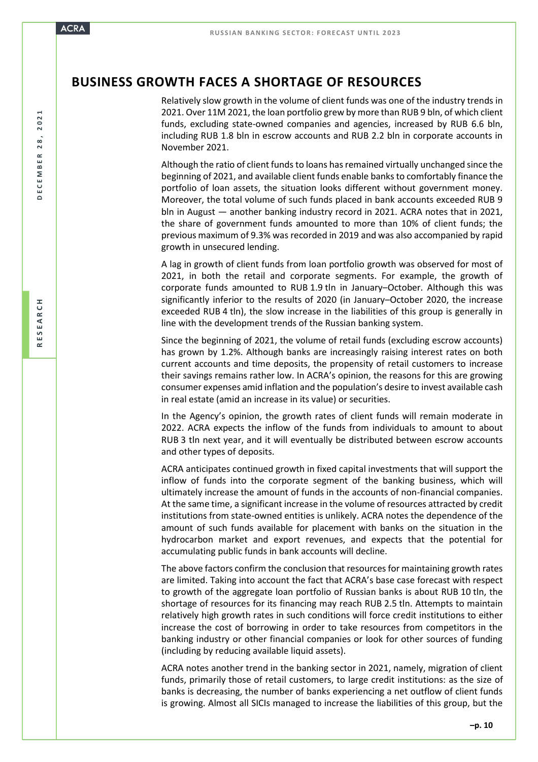## BUSINESS GROWTH FACES A SHORTAGE OF RESOURCES

Relatively slow growth in the volume of client funds was one of the industry trends in 2021. Over 11M 2021, the loan portfolio grew by more than RUB 9 bln, of which client funds, excluding state-owned companies and agencies, increased by RUB 6.6 bln, including RUB 1.8 bln in escrow accounts and RUB 2.2 bln in corporate accounts in November 2021.

Although the ratio of client funds to loans has remained virtually unchanged since the beginning of 2021, and available client funds enable banks to comfortably finance the portfolio of loan assets, the situation looks different without government money. Moreover, the total volume of such funds placed in bank accounts exceeded RUB 9 bln in August — another banking industry record in 2021. ACRA notes that in 2021, the share of government funds amounted to more than 10% of client funds; the previous maximum of 9.3% was recorded in 2019 and was also accompanied by rapid growth in unsecured lending.

A lag in growth of client funds from loan portfolio growth was observed for most of 2021, in both the retail and corporate segments. For example, the growth of corporate funds amounted to RUB 1.9 tln in January–October. Although this was significantly inferior to the results of 2020 (in January–October 2020, the increase exceeded RUB 4 tln), the slow increase in the liabilities of this group is generally in line with the development trends of the Russian banking system.

Since the beginning of 2021, the volume of retail funds (excluding escrow accounts) has grown by 1.2%. Although banks are increasingly raising interest rates on both current accounts and time deposits, the propensity of retail customers to increase their savings remains rather low. In ACRA's opinion, the reasons for this are growing consumer expenses amid inflation and the population's desire to invest available cash in real estate (amid an increase in its value) or securities.

In the Agency's opinion, the growth rates of client funds will remain moderate in 2022. ACRA expects the inflow of the funds from individuals to amount to about RUB 3 tln next year, and it will eventually be distributed between escrow accounts and other types of deposits.

ACRA anticipates continued growth in fixed capital investments that will support the inflow of funds into the corporate segment of the banking business, which will ultimately increase the amount of funds in the accounts of non-financial companies. At the same time, a significant increase in the volume of resources attracted by credit institutions from state-owned entities is unlikely. ACRA notes the dependence of the amount of such funds available for placement with banks on the situation in the hydrocarbon market and export revenues, and expects that the potential for accumulating public funds in bank accounts will decline.

The above factors confirm the conclusion that resources for maintaining growth rates are limited. Taking into account the fact that ACRA's base case forecast with respect to growth of the aggregate loan portfolio of Russian banks is about RUB 10 tln, the shortage of resources for its financing may reach RUB 2.5 tln. Attempts to maintain relatively high growth rates in such conditions will force credit institutions to either increase the cost of borrowing in order to take resources from competitors in the banking industry or other financial companies or look for other sources of funding (including by reducing available liquid assets).

ACRA notes another trend in the banking sector in 2021, namely, migration of client funds, primarily those of retail customers, to large credit institutions: as the size of banks is decreasing, the number of banks experiencing a net outflow of client funds is growing. Almost all SICIs managed to increase the liabilities of this group, but the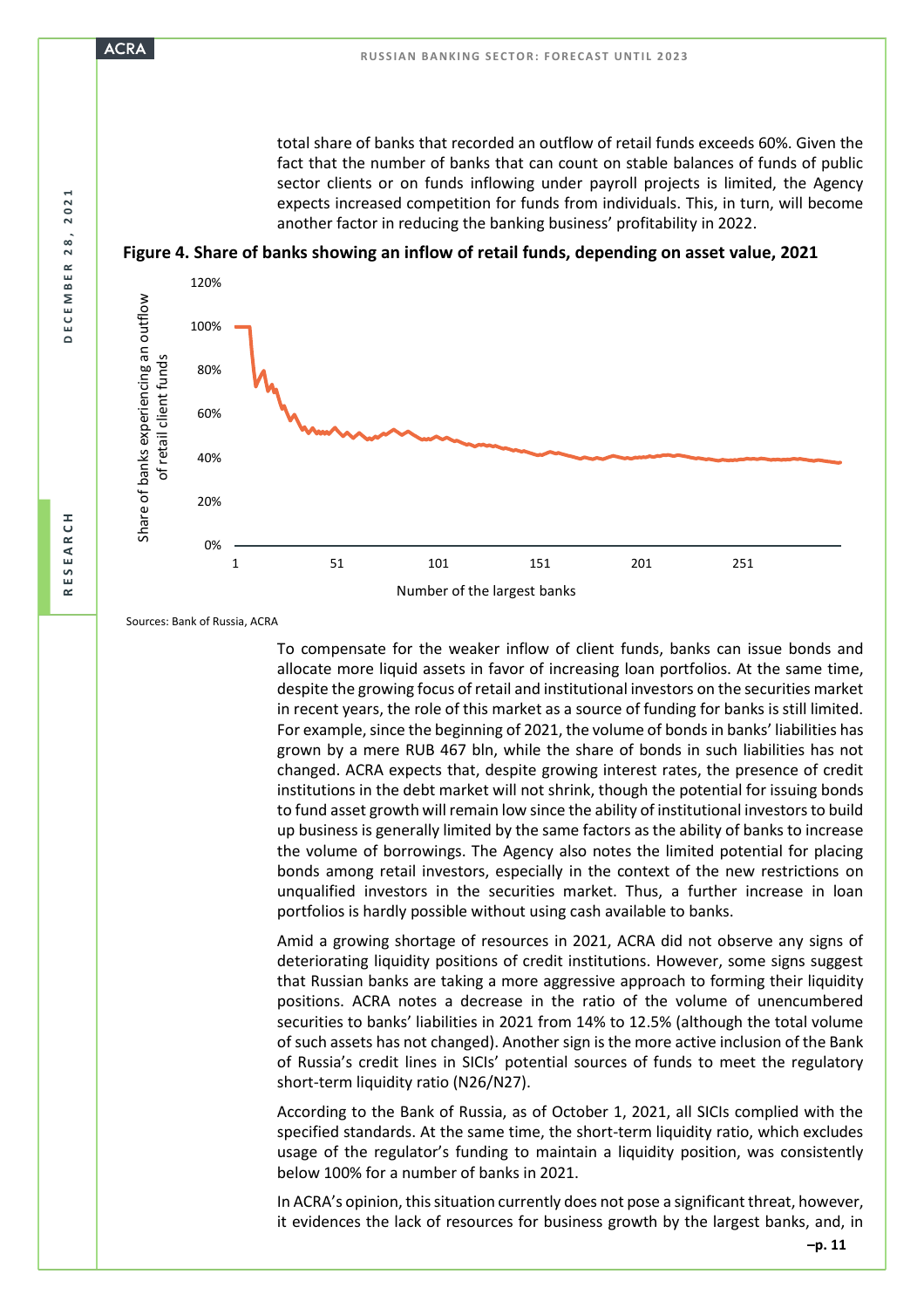total share of banks that recorded an outflow of retail funds exceeds 60%. Given the fact that the number of banks that can count on stable balances of funds of public sector clients or on funds inflowing under payroll projects is limited, the Agency expects increased competition for funds from individuals. This, in turn, will become another factor in reducing the banking business' profitability in 2022.

**Figure 4. Share of banks showing an inflow of retail funds, depending on asset value, 2021**

Sources: Bank of Russia, ACRA

To compensate for the weaker inflow of client funds, banks can issue bonds and allocate more liquid assets in favor of increasing loan portfolios. At the same time, despite the growing focus of retail and institutional investors on the securities market in recent years, the role of this market as a source of funding for banks is still limited. For example, since the beginning of 2021, the volume of bonds in banks' liabilities has grown by a mere RUB 467 bln, while the share of bonds in such liabilities has not changed. ACRA expects that, despite growing interest rates, the presence of credit institutions in the debt market will not shrink, though the potential for issuing bonds to fund asset growth will remain low since the ability of institutional investors to build up business is generally limited by the same factors as the ability of banks to increase the volume of borrowings. The Agency also notes the limited potential for placing bonds among retail investors, especially in the context of the new restrictions on unqualified investors in the securities market. Thus, a further increase in loan portfolios is hardly possible without using cash available to banks.

Amid a growing shortage of resources in 2021, ACRA did not observe any signs of deteriorating liquidity positions of credit institutions. However, some signs suggest that Russian banks are taking a more aggressive approach to forming their liquidity positions. ACRA notes a decrease in the ratio of the volume of unencumbered securities to banks' liabilities in 2021 from 14% to 12.5% (although the total volume of such assets has not changed). Another sign is the more active inclusion of the Bank of Russia's credit lines in SICIs' potential sources of funds to meet the regulatory short-term liquidity ratio (N26/N27).

According to the Bank of Russia, as of October 1, 2021, all SICIs complied with the specified standards. At the same time, the short-term liquidity ratio, which excludes usage of the regulator's funding to maintain a liquidity position, was consistently below 100% for a number of banks in 2021.

In ACRA's opinion, this situation currently does not pose a significant threat, however, it evidences the lack of resources for business growth by the largest banks, and, in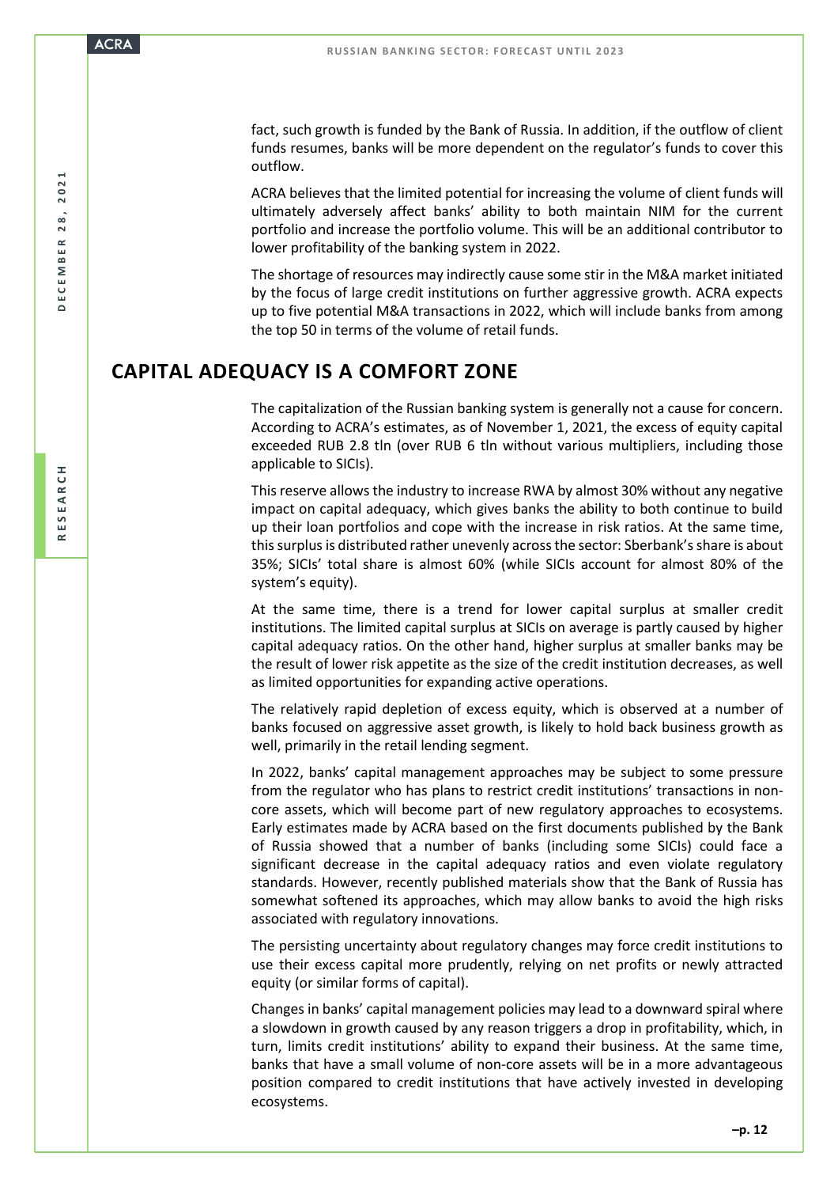fact, such growth is funded by the Bank of Russia. In addition, if the outflow of client funds resumes, banks will be more dependent on the regulator's funds to cover this outflow.

ACRA believes that the limited potential for increasing the volume of client funds will ultimately adversely affect banks' ability to both maintain NIM for the current portfolio and increase the portfolio volume. This will be an additional contributor to lower profitability of the banking system in 2022.

The shortage of resources may indirectly cause some stir in the M&A market initiated by the focus of large credit institutions on further aggressive growth. ACRA expects up to five potential M&A transactions in 2022, which will include banks from among the top 50 in terms of the volume of retail funds.

## CAPITAL ADEQUACY IS A COMFORT ZONE

The capitalization of the Russian banking system is generally not a cause for concern. According to ACRA's estimates, as of November 1, 2021, the excess of equity capital exceeded RUB 2.8 tln (over RUB 6 tln without various multipliers, including those applicable to SICIs).

This reserve allows the industry to increase RWA by almost 30% without any negative impact on capital adequacy, which gives banks the ability to both continue to build up their loan portfolios and cope with the increase in risk ratios. At the same time, this surplus is distributed rather unevenly across the sector: Sberbank's share is about 35%; SICIs' total share is almost 60% (while SICIs account for almost 80% of the system's equity).

At the same time, there is a trend for lower capital surplus at smaller credit institutions. The limited capital surplus at SICIs on average is partly caused by higher capital adequacy ratios. On the other hand, higher surplus at smaller banks may be the result of lower risk appetite as the size of the credit institution decreases, as well as limited opportunities for expanding active operations.

The relatively rapid depletion of excess equity, which is observed at a number of banks focused on aggressive asset growth, is likely to hold back business growth as well, primarily in the retail lending segment.

In 2022, banks' capital management approaches may be subject to some pressure from the regulator who has plans to restrict credit institutions' transactions in non-core assets, which will become part of new regulatory approaches to ecosystems. Early estimates made by ACRA based on the first documents published by the Bank of Russia showed that a number of banks (including some SICIs) could face a significant decrease in the capital adequacy ratios and even violate regulatory standards. However, recently published materials show that the Bank of Russia has somewhat softened its approaches, which may allow banks to avoid the high risks associated with regulatory innovations.

The persisting uncertainty about regulatory changes may force credit institutions to use their excess capital more prudently, relying on net profits or newly attracted equity (or similar forms of capital).

Changes in banks' capital management policies may lead to a downward spiral where a slowdown in growth caused by any reason triggers a drop in profitability, which, in turn, limits credit institutions' ability to expand their business. At the same time, banks that have a small volume of non-core assets will be in a more advantageous position compared to credit institutions that have actively invested in developing ecosystems.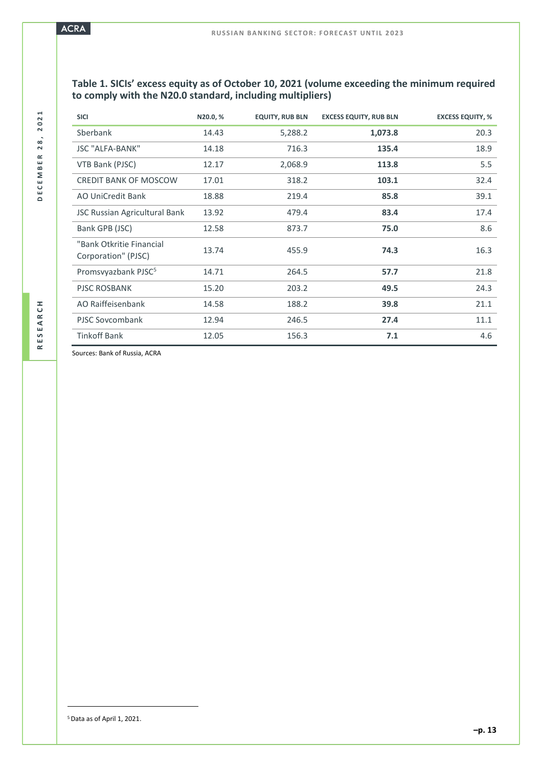**Table 1. SICIs' excess equity as of October 10, 2021 (volume exceeding the minimum required to comply with the N20.0 standard, including multipliers)**

| SICI | N20.0, % | EQUITY, RUB BLN | EXCESS EQUITY, RUB BLN | EXCESS EQUITY, % |
|---|---|---|---|---|
| Sberbank | 14.43 | 5,288.2 | **1,073.8** | 20.3 |
| JSC "ALFA-BANK" | 14.18 | 716.3 | **135.4** | 18.9 |
| VTB Bank (PJSC) | 12.17 | 2,068.9 | **113.8** | 5.5 |
| CREDIT BANK OF MOSCOW | 17.01 | 318.2 | **103.1** | 32.4 |
| AO UniCredit Bank | 18.88 | 219.4 | **85.8** | 39.1 |
| JSC Russian Agricultural Bank | 13.92 | 479.4 | **83.4** | 17.4 |
| Bank GPB (JSC) | 12.58 | 873.7 | **75.0** | 8.6 |
| "Bank Otkritie Financial Corporation" (PJSC) | 13.74 | 455.9 | **74.3** | 16.3 |
| Promsvyazbank PJSC[5] | 14.71 | 264.5 | **57.7** | 21.8 |
| PJSC ROSBANK | 15.20 | 203.2 | **49.5** | 24.3 |
| AO Raiffeisenbank | 14.58 | 188.2 | **39.8** | 21.1 |
| PJSC Sovcombank | 12.94 | 246.5 | **27.4** | 11.1 |
| Tinkoff Bank | 12.05 | 156.3 | **7.1** | 4.6 |

Sources: Bank of Russia, ACRA

[5] Data as of April 1, 2021.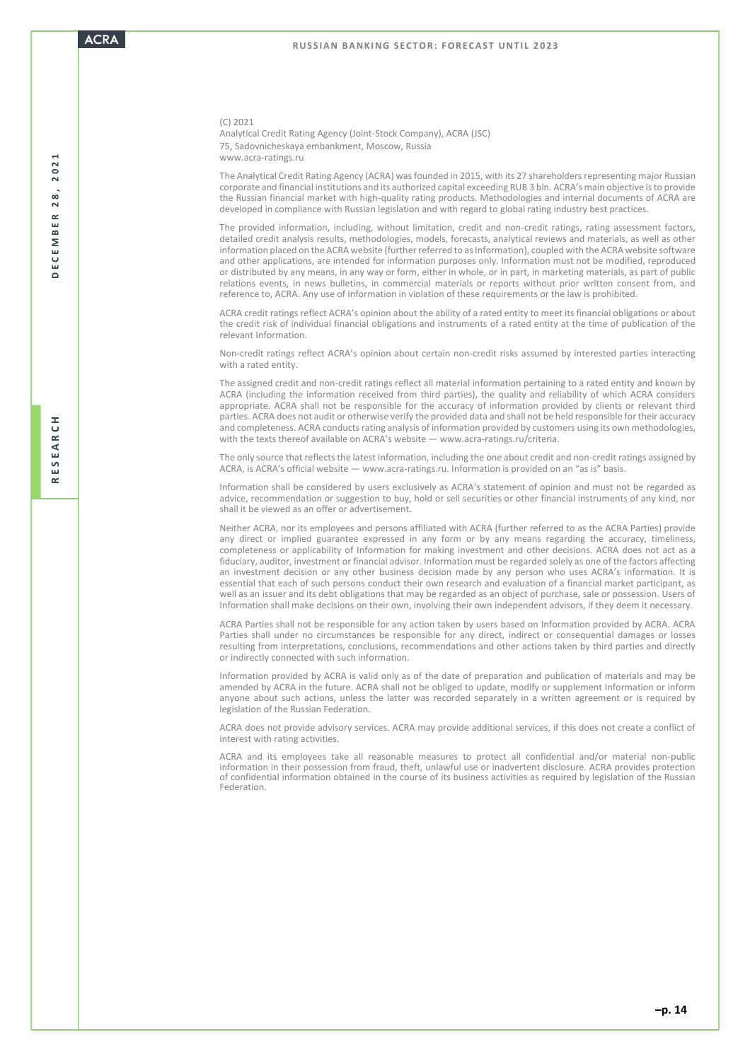(C) 2021
Analytical Credit Rating Agency (Joint-Stock Company), ACRA (JSC)
75, Sadovnicheskaya embankment, Moscow, Russia
www.acra-ratings.ru

The Analytical Credit Rating Agency (ACRA) was founded in 2015, with its 27 shareholders representing major Russian corporate and financial institutions and its authorized capital exceeding RUB 3 bln. ACRA's main objective is to provide the Russian financial market with high-quality rating products. Methodologies and internal documents of ACRA are developed in compliance with Russian legislation and with regard to global rating industry best practices.

The provided information, including, without limitation, credit and non-credit ratings, rating assessment factors, detailed credit analysis results, methodologies, models, forecasts, analytical reviews and materials, as well as other information placed on the ACRA website (further referred to as Information), coupled with the ACRA website software and other applications, are intended for information purposes only. Information must not be modified, reproduced or distributed by any means, in any way or form, either in whole, or in part, in marketing materials, as part of public relations events, in news bulletins, in commercial materials or reports without prior written consent from, and reference to, ACRA. Any use of Information in violation of these requirements or the law is prohibited.

ACRA credit ratings reflect ACRA's opinion about the ability of a rated entity to meet its financial obligations or about the credit risk of individual financial obligations and instruments of a rated entity at the time of publication of the relevant Information.

Non-credit ratings reflect ACRA's opinion about certain non-credit risks assumed by interested parties interacting with a rated entity.

The assigned credit and non-credit ratings reflect all material information pertaining to a rated entity and known by ACRA (including the information received from third parties), the quality and reliability of which ACRA considers appropriate. ACRA shall not be responsible for the accuracy of information provided by clients or relevant third parties. ACRA does not audit or otherwise verify the provided data and shall not be held responsible for their accuracy and completeness. ACRA conducts rating analysis of information provided by customers using its own methodologies, with the texts thereof available on ACRA's website — www.acra-ratings.ru/criteria.

The only source that reflects the latest Information, including the one about credit and non-credit ratings assigned by ACRA, is ACRA's official website — www.acra-ratings.ru. Information is provided on an "as is" basis.

Information shall be considered by users exclusively as ACRA's statement of opinion and must not be regarded as advice, recommendation or suggestion to buy, hold or sell securities or other financial instruments of any kind, nor shall it be viewed as an offer or advertisement.

Neither ACRA, nor its employees and persons affiliated with ACRA (further referred to as the ACRA Parties) provide any direct or implied guarantee expressed in any form or by any means regarding the accuracy, timeliness, completeness or applicability of Information for making investment and other decisions. ACRA does not act as a fiduciary, auditor, investment or financial advisor. Information must be regarded solely as one of the factors affecting an investment decision or any other business decision made by any person who uses ACRA's information. It is essential that each of such persons conduct their own research and evaluation of a financial market participant, as well as an issuer and its debt obligations that may be regarded as an object of purchase, sale or possession. Users of Information shall make decisions on their own, involving their own independent advisors, if they deem it necessary.

ACRA Parties shall not be responsible for any action taken by users based on Information provided by ACRA. ACRA Parties shall under no circumstances be responsible for any direct, indirect or consequential damages or losses resulting from interpretations, conclusions, recommendations and other actions taken by third parties and directly or indirectly connected with such information.

Information provided by ACRA is valid only as of the date of preparation and publication of materials and may be amended by ACRA in the future. ACRA shall not be obliged to update, modify or supplement Information or inform anyone about such actions, unless the latter was recorded separately in a written agreement or is required by legislation of the Russian Federation.

ACRA does not provide advisory services. ACRA may provide additional services, if this does not create a conflict of interest with rating activities.

ACRA and its employees take all reasonable measures to protect all confidential and/or material non-public information in their possession from fraud, theft, unlawful use or inadvertent disclosure. ACRA provides protection of confidential information obtained in the course of its business activities as required by legislation of the Russian Federation.